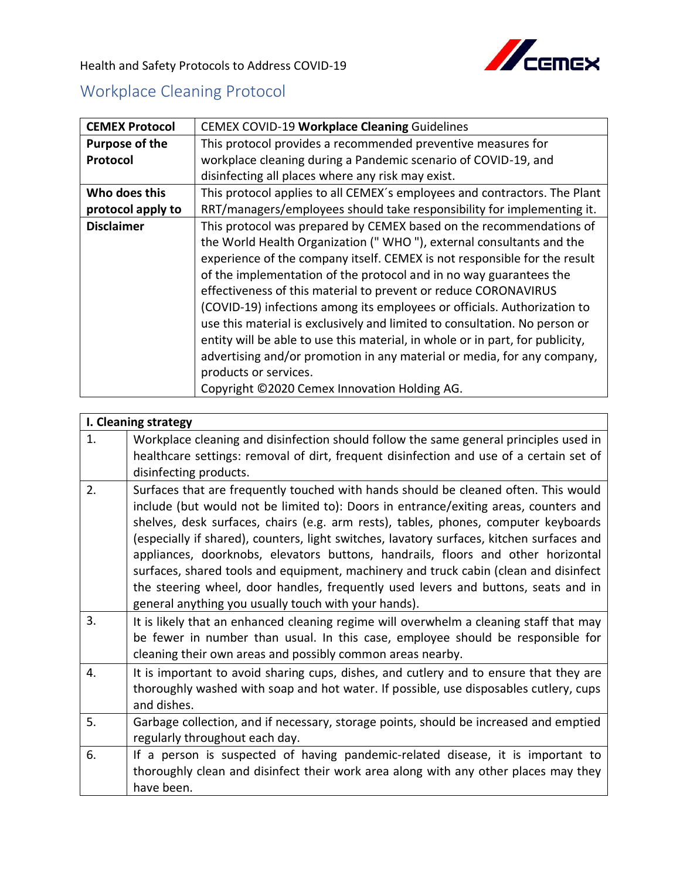Health and Safety Protocols to Address COVID-19

## Workplace Cleaning Protocol

| **CEMEX Protocol** | CEMEX COVID-19 **Workplace Cleaning** Guidelines |
|---|---|
| **Purpose of the Protocol** | This protocol provides a recommended preventive measures for workplace cleaning during a Pandemic scenario of COVID-19, and disinfecting all places where any risk may exist. |
| **Who does this protocol apply to** | This protocol applies to all CEMEX´s employees and contractors. The Plant RRT/managers/employees should take responsibility for implementing it. |
| **Disclaimer** | This protocol was prepared by CEMEX based on the recommendations of the World Health Organization (" WHO "), external consultants and the experience of the company itself. CEMEX is not responsible for the result of the implementation of the protocol and in no way guarantees the effectiveness of this material to prevent or reduce CORONAVIRUS (COVID-19) infections among its employees or officials. Authorization to use this material is exclusively and limited to consultation. No person or entity will be able to use this material, in whole or in part, for publicity, advertising and/or promotion in any material or media, for any company, products or services.<br>Copyright ©2020 Cemex Innovation Holding AG. |

| **I. Cleaning strategy** | |
|---|---|
| 1. | Workplace cleaning and disinfection should follow the same general principles used in healthcare settings: removal of dirt, frequent disinfection and use of a certain set of disinfecting products. |
| 2. | Surfaces that are frequently touched with hands should be cleaned often. This would include (but would not be limited to): Doors in entrance/exiting areas, counters and shelves, desk surfaces, chairs (e.g. arm rests), tables, phones, computer keyboards (especially if shared), counters, light switches, lavatory surfaces, kitchen surfaces and appliances, doorknobs, elevators buttons, handrails, floors and other horizontal surfaces, shared tools and equipment, machinery and truck cabin (clean and disinfect the steering wheel, door handles, frequently used levers and buttons, seats and in general anything you usually touch with your hands). |
| 3. | It is likely that an enhanced cleaning regime will overwhelm a cleaning staff that may be fewer in number than usual. In this case, employee should be responsible for cleaning their own areas and possibly common areas nearby. |
| 4. | It is important to avoid sharing cups, dishes, and cutlery and to ensure that they are thoroughly washed with soap and hot water. If possible, use disposables cutlery, cups and dishes. |
| 5. | Garbage collection, and if necessary, storage points, should be increased and emptied regularly throughout each day. |
| 6. | If a person is suspected of having pandemic-related disease, it is important to thoroughly clean and disinfect their work area along with any other places may they have been. |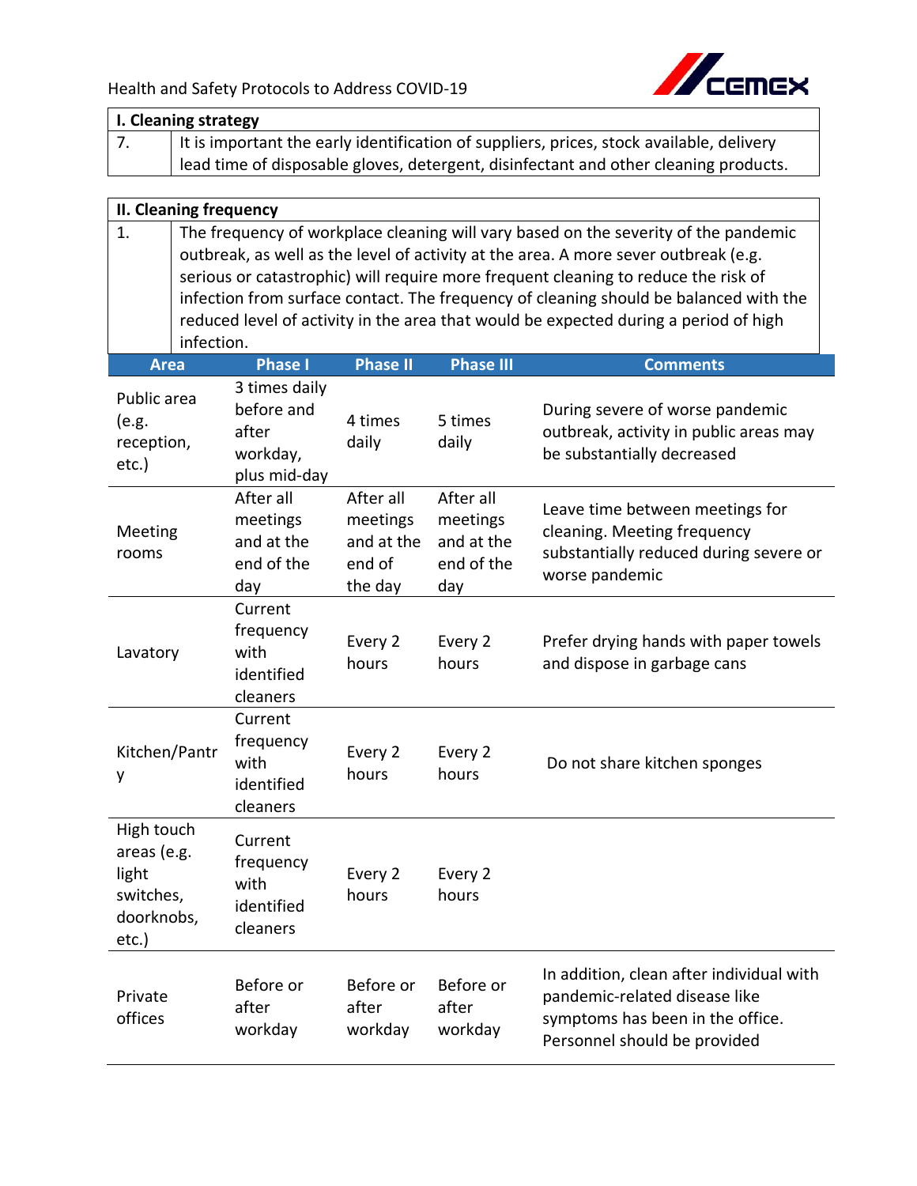| I. Cleaning strategy | |
|---|---|
| 7. | It is important the early identification of suppliers, prices, stock available, delivery lead time of disposable gloves, detergent, disinfectant and other cleaning products. |

| II. Cleaning frequency | |
|---|---|
| 1. | The frequency of workplace cleaning will vary based on the severity of the pandemic outbreak, as well as the level of activity at the area. A more sever outbreak (e.g. serious or catastrophic) will require more frequent cleaning to reduce the risk of infection from surface contact. The frequency of cleaning should be balanced with the reduced level of activity in the area that would be expected during a period of high infection. |

| Area | Phase I | Phase II | Phase III | Comments |
|---|---|---|---|---|
| Public area (e.g. reception, etc.) | 3 times daily before and after workday, plus mid-day | 4 times daily | 5 times daily | During severe of worse pandemic outbreak, activity in public areas may be substantially decreased |
| Meeting rooms | After all meetings and at the end of the day | After all meetings and at the end of the day | After all meetings and at the end of the day | Leave time between meetings for cleaning. Meeting frequency substantially reduced during severe or worse pandemic |
| Lavatory | Current frequency with identified cleaners | Every 2 hours | Every 2 hours | Prefer drying hands with paper towels and dispose in garbage cans |
| Kitchen/Pantry | Current frequency with identified cleaners | Every 2 hours | Every 2 hours | Do not share kitchen sponges |
| High touch areas (e.g. light switches, doorknobs, etc.) | Current frequency with identified cleaners | Every 2 hours | Every 2 hours | |
| Private offices | Before or after workday | Before or after workday | Before or after workday | In addition, clean after individual with pandemic-related disease like symptoms has been in the office. Personnel should be provided |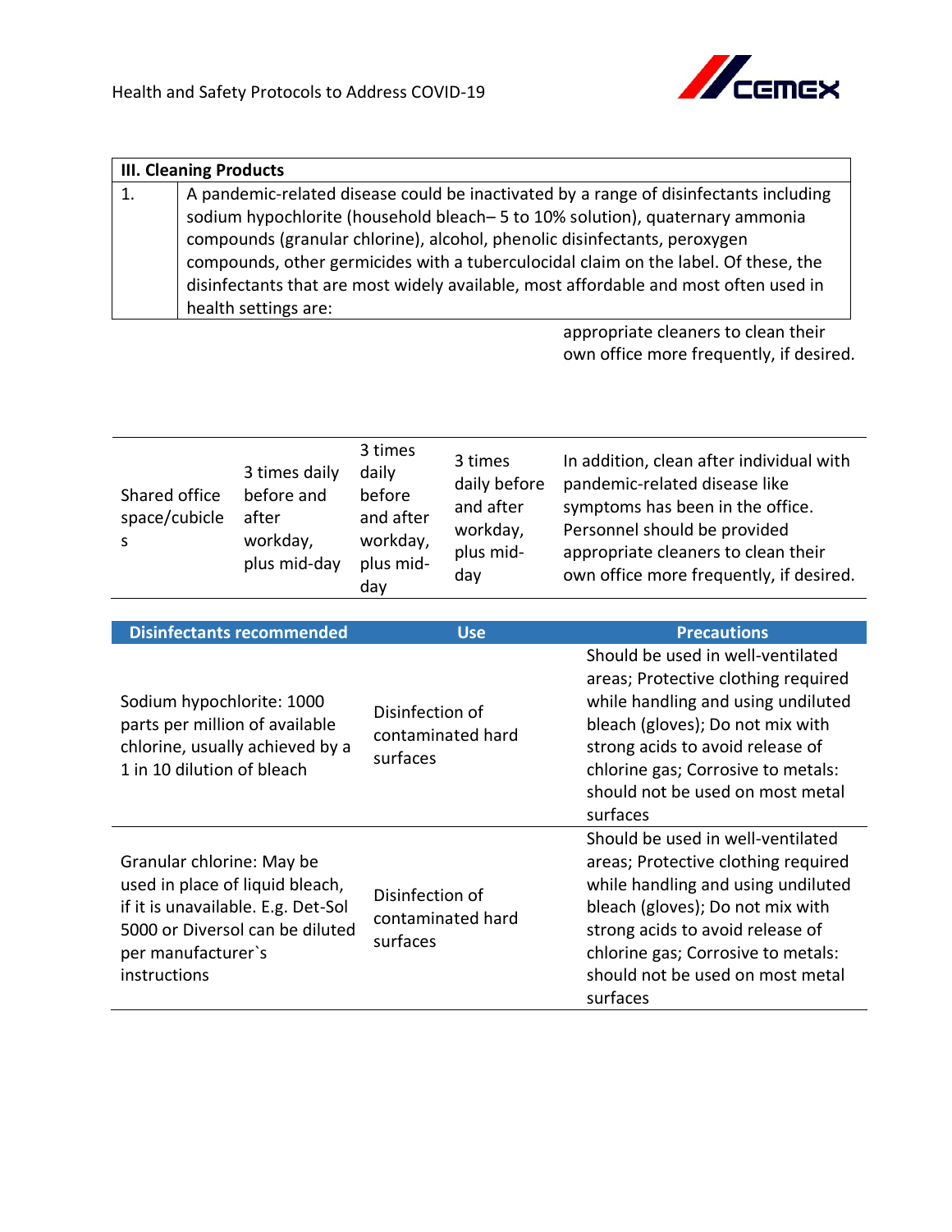| III. Cleaning Products | |
|---|---|
| 1. | A pandemic-related disease could be inactivated by a range of disinfectants including sodium hypochlorite (household bleach– 5 to 10% solution), quaternary ammonia compounds (granular chlorine), alcohol, phenolic disinfectants, peroxygen compounds, other germicides with a tuberculocidal claim on the label. Of these, the disinfectants that are most widely available, most affordable and most often used in health settings are: |

appropriate cleaners to clean their own office more frequently, if desired.

| | | | | |
|---|---|---|---|---|
| Shared office space/cubicles | 3 times daily before and after workday, plus mid-day | 3 times daily before and after workday, plus mid-day | 3 times daily before and after workday, plus mid-day | In addition, clean after individual with pandemic-related disease like symptoms has been in the office. Personnel should be provided appropriate cleaners to clean their own office more frequently, if desired. |

| Disinfectants recommended | Use | Precautions |
|---|---|---|
| Sodium hypochlorite: 1000 parts per million of available chlorine, usually achieved by a 1 in 10 dilution of bleach | Disinfection of contaminated hard surfaces | Should be used in well-ventilated areas; Protective clothing required while handling and using undiluted bleach (gloves); Do not mix with strong acids to avoid release of chlorine gas; Corrosive to metals: should not be used on most metal surfaces |
| Granular chlorine: May be used in place of liquid bleach, if it is unavailable. E.g. Det-Sol 5000 or Diversol can be diluted per manufacturer`s instructions | Disinfection of contaminated hard surfaces | Should be used in well-ventilated areas; Protective clothing required while handling and using undiluted bleach (gloves); Do not mix with strong acids to avoid release of chlorine gas; Corrosive to metals: should not be used on most metal surfaces |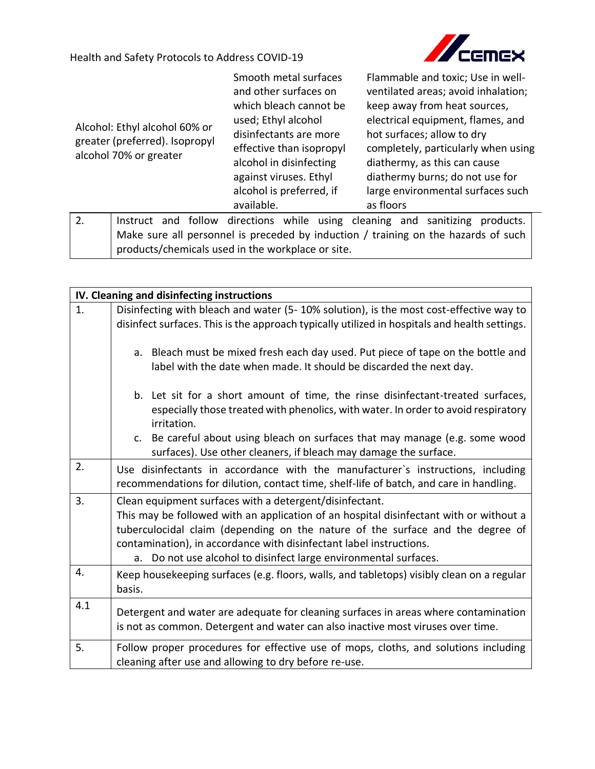| | | | |
|---|---|---|---|
| | Alcohol: Ethyl alcohol 60% or greater (preferred). Isopropyl alcohol 70% or greater | Smooth metal surfaces and other surfaces on which bleach cannot be used; Ethyl alcohol disinfectants are more effective than isopropyl alcohol in disinfecting against viruses. Ethyl alcohol is preferred, if available. | Flammable and toxic; Use in well-ventilated areas; avoid inhalation; keep away from heat sources, electrical equipment, flames, and hot surfaces; allow to dry completely, particularly when using diathermy, as this can cause diathermy burns; do not use for large environmental surfaces such as floors |
| 2. | Instruct and follow directions while using cleaning and sanitizing products. Make sure all personnel is preceded by induction / training on the hazards of such products/chemicals used in the workplace or site. | | |

| IV. Cleaning and disinfecting instructions | |
|---|---|
| 1. | Disinfecting with bleach and water (5- 10% solution), is the most cost-effective way to disinfect surfaces. This is the approach typically utilized in hospitals and health settings.<br><br>a. Bleach must be mixed fresh each day used. Put piece of tape on the bottle and label with the date when made. It should be discarded the next day.<br><br>b. Let sit for a short amount of time, the rinse disinfectant-treated surfaces, especially those treated with phenolics, with water. In order to avoid respiratory irritation.<br>c. Be careful about using bleach on surfaces that may manage (e.g. some wood surfaces). Use other cleaners, if bleach may damage the surface. |
| 2. | Use disinfectants in accordance with the manufacturer`s instructions, including recommendations for dilution, contact time, shelf-life of batch, and care in handling. |
| 3. | Clean equipment surfaces with a detergent/disinfectant.<br>This may be followed with an application of an hospital disinfectant with or without a tuberculocidal claim (depending on the nature of the surface and the degree of contamination), in accordance with disinfectant label instructions.<br>a. Do not use alcohol to disinfect large environmental surfaces. |
| 4. | Keep housekeeping surfaces (e.g. floors, walls, and tabletops) visibly clean on a regular basis. |
| 4.1 | Detergent and water are adequate for cleaning surfaces in areas where contamination is not as common. Detergent and water can also inactive most viruses over time. |
| 5. | Follow proper procedures for effective use of mops, cloths, and solutions including cleaning after use and allowing to dry before re-use. |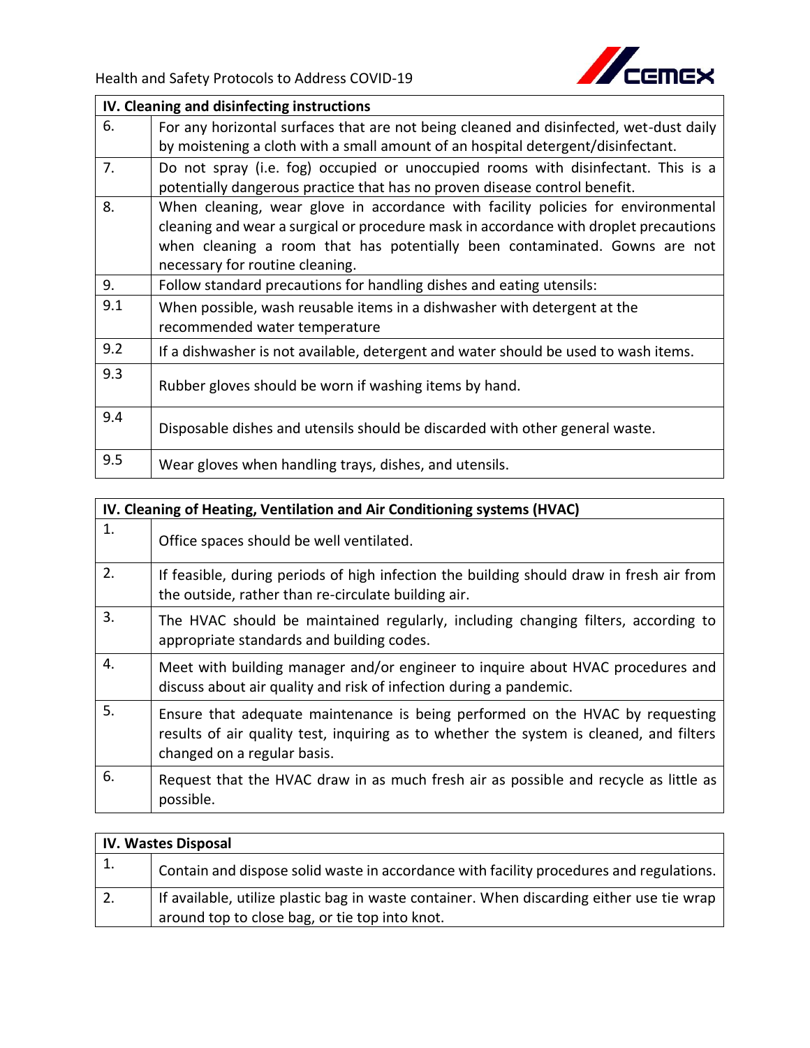| IV. Cleaning and disinfecting instructions | |
|---|---|
| 6. | For any horizontal surfaces that are not being cleaned and disinfected, wet-dust daily by moistening a cloth with a small amount of an hospital detergent/disinfectant. |
| 7. | Do not spray (i.e. fog) occupied or unoccupied rooms with disinfectant. This is a potentially dangerous practice that has no proven disease control benefit. |
| 8. | When cleaning, wear glove in accordance with facility policies for environmental cleaning and wear a surgical or procedure mask in accordance with droplet precautions when cleaning a room that has potentially been contaminated. Gowns are not necessary for routine cleaning. |
| 9. | Follow standard precautions for handling dishes and eating utensils: |
| 9.1 | When possible, wash reusable items in a dishwasher with detergent at the recommended water temperature |
| 9.2 | If a dishwasher is not available, detergent and water should be used to wash items. |
| 9.3 | Rubber gloves should be worn if washing items by hand. |
| 9.4 | Disposable dishes and utensils should be discarded with other general waste. |
| 9.5 | Wear gloves when handling trays, dishes, and utensils. |

| IV. Cleaning of Heating, Ventilation and Air Conditioning systems (HVAC) | |
|---|---|
| 1. | Office spaces should be well ventilated. |
| 2. | If feasible, during periods of high infection the building should draw in fresh air from the outside, rather than re-circulate building air. |
| 3. | The HVAC should be maintained regularly, including changing filters, according to appropriate standards and building codes. |
| 4. | Meet with building manager and/or engineer to inquire about HVAC procedures and discuss about air quality and risk of infection during a pandemic. |
| 5. | Ensure that adequate maintenance is being performed on the HVAC by requesting results of air quality test, inquiring as to whether the system is cleaned, and filters changed on a regular basis. |
| 6. | Request that the HVAC draw in as much fresh air as possible and recycle as little as possible. |

| IV. Wastes Disposal | |
|---|---|
| 1. | Contain and dispose solid waste in accordance with facility procedures and regulations. |
| 2. | If available, utilize plastic bag in waste container. When discarding either use tie wrap around top to close bag, or tie top into knot. |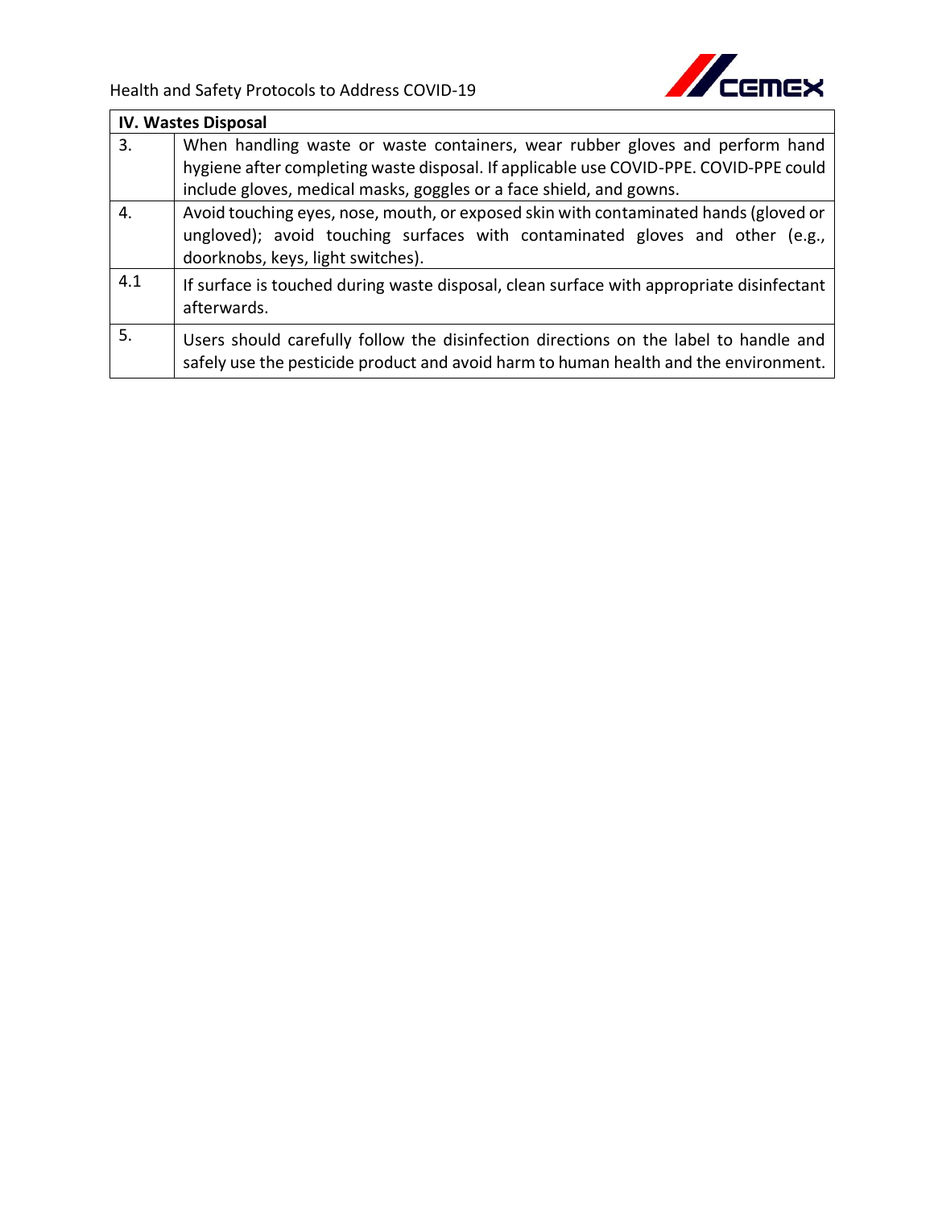| IV. Wastes Disposal | |
|---|---|
| 3. | When handling waste or waste containers, wear rubber gloves and perform hand hygiene after completing waste disposal. If applicable use COVID-PPE. COVID-PPE could include gloves, medical masks, goggles or a face shield, and gowns. |
| 4. | Avoid touching eyes, nose, mouth, or exposed skin with contaminated hands (gloved or ungloved); avoid touching surfaces with contaminated gloves and other (e.g., doorknobs, keys, light switches). |
| 4.1 | If surface is touched during waste disposal, clean surface with appropriate disinfectant afterwards. |
| 5. | Users should carefully follow the disinfection directions on the label to handle and safely use the pesticide product and avoid harm to human health and the environment. |